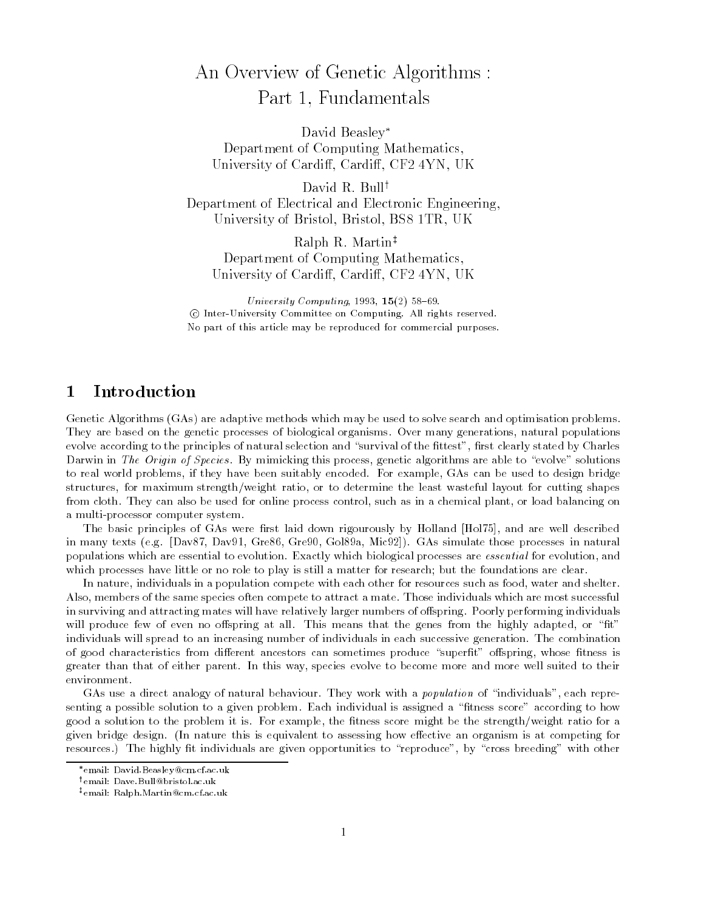# An Overview of Genetic Algorithms : Part 1, Fundamentals

David Beasley[*]
Department of Computing Mathematics,
University of Cardiff, Cardiff, CF2 4YN, UK

David R. Bull[†]
Department of Electrical and Electronic Engineering,
University of Bristol, Bristol, BS8 1TR, UK

Ralph R. Martin[‡]
Department of Computing Mathematics,
University of Cardiff, Cardiff, CF2 4YN, UK

*University Computing*, 1993, **15**(2) 58–69.
© Inter-University Committee on Computing. All rights reserved.
No part of this article may be reproduced for commercial purposes.

## 1 Introduction

Genetic Algorithms (GAs) are adaptive methods which may be used to solve search and optimisation problems. They are based on the genetic processes of biological organisms. Over many generations, natural populations evolve according to the principles of natural selection and "survival of the fittest", first clearly stated by Charles Darwin in *The Origin of Species*. By mimicking this process, genetic algorithms are able to "evolve" solutions to real world problems, if they have been suitably encoded. For example, GAs can be used to design bridge structures, for maximum strength/weight ratio, or to determine the least wasteful layout for cutting shapes from cloth. They can also be used for online process control, such as in a chemical plant, or load balancing on a multi-processor computer system.

The basic principles of GAs were first laid down rigourously by Holland [Hol75], and are well described in many texts (e.g. [Dav87, Dav91, Gre86, Gre90, Gol89a, Mic92]). GAs simulate those processes in natural populations which are essential to evolution. Exactly which biological processes are *essential* for evolution, and which processes have little or no role to play is still a matter for research; but the foundations are clear.

In nature, individuals in a population compete with each other for resources such as food, water and shelter. Also, members of the same species often compete to attract a mate. Those individuals which are most successful in surviving and attracting mates will have relatively larger numbers of offspring. Poorly performing individuals will produce few of even no offspring at all. This means that the genes from the highly adapted, or "fit" individuals will spread to an increasing number of individuals in each successive generation. The combination of good characteristics from different ancestors can sometimes produce "superfit" offspring, whose fitness is greater than that of either parent. In this way, species evolve to become more and more well suited to their environment.

GAs use a direct analogy of natural behaviour. They work with a *population* of "individuals", each representing a possible solution to a given problem. Each individual is assigned a "fitness score" according to how good a solution to the problem it is. For example, the fitness score might be the strength/weight ratio for a given bridge design. (In nature this is equivalent to assessing how effective an organism is at competing for resources.) The highly fit individuals are given opportunities to "reproduce", by "cross breeding" with other

[*] email: David.Beasley@cm.cf.ac.uk
[†] email: Dave.Bull@bristol.ac.uk
[‡] email: Ralph.Martin@cm.cf.ac.uk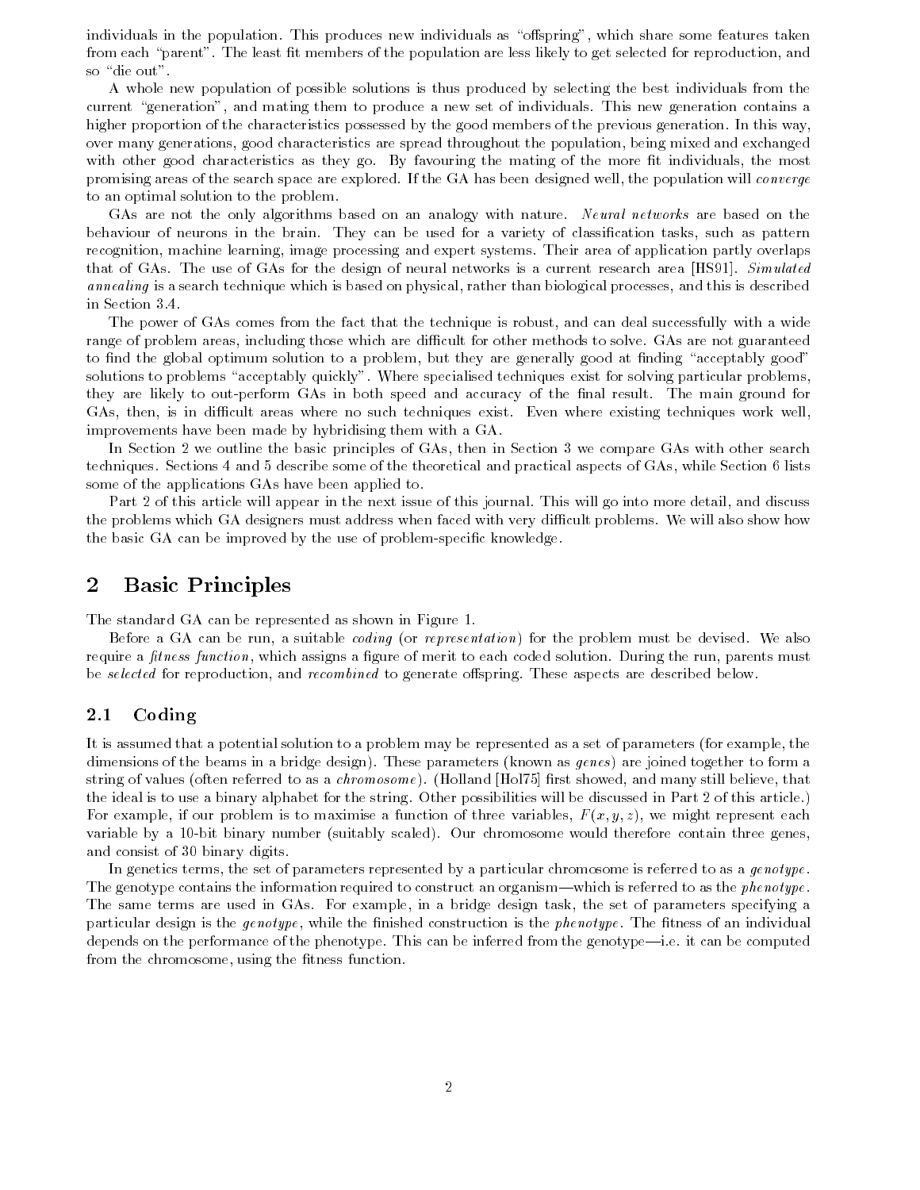individuals in the population. This produces new individuals as "offspring", which share some features taken from each "parent". The least fit members of the population are less likely to get selected for reproduction, and so "die out".

A whole new population of possible solutions is thus produced by selecting the best individuals from the current "generation", and mating them to produce a new set of individuals. This new generation contains a higher proportion of the characteristics possessed by the good members of the previous generation. In this way, over many generations, good characteristics are spread throughout the population, being mixed and exchanged with other good characteristics as they go. By favouring the mating of the more fit individuals, the most promising areas of the search space are explored. If the GA has been designed well, the population will *converge* to an optimal solution to the problem.

GAs are not the only algorithms based on an analogy with nature. *Neural networks* are based on the behaviour of neurons in the brain. They can be used for a variety of classification tasks, such as pattern recognition, machine learning, image processing and expert systems. Their area of application partly overlaps that of GAs. The use of GAs for the design of neural networks is a current research area [HS91]. *Simulated annealing* is a search technique which is based on physical, rather than biological processes, and this is described in Section 3.4.

The power of GAs comes from the fact that the technique is robust, and can deal successfully with a wide range of problem areas, including those which are difficult for other methods to solve. GAs are not guaranteed to find the global optimum solution to a problem, but they are generally good at finding "acceptably good" solutions to problems "acceptably quickly". Where specialised techniques exist for solving particular problems, they are likely to out-perform GAs in both speed and accuracy of the final result. The main ground for GAs, then, is in difficult areas where no such techniques exist. Even where existing techniques work well, improvements have been made by hybridising them with a GA.

In Section 2 we outline the basic principles of GAs, then in Section 3 we compare GAs with other search techniques. Sections 4 and 5 describe some of the theoretical and practical aspects of GAs, while Section 6 lists some of the applications GAs have been applied to.

Part 2 of this article will appear in the next issue of this journal. This will go into more detail, and discuss the problems which GA designers must address when faced with very difficult problems. We will also show how the basic GA can be improved by the use of problem-specific knowledge.

## 2 Basic Principles

The standard GA can be represented as shown in Figure 1.

Before a GA can be run, a suitable *coding* (or *representation*) for the problem must be devised. We also require a *fitness function*, which assigns a figure of merit to each coded solution. During the run, parents must be *selected* for reproduction, and *recombined* to generate offspring. These aspects are described below.

### 2.1 Coding

It is assumed that a potential solution to a problem may be represented as a set of parameters (for example, the dimensions of the beams in a bridge design). These parameters (known as *genes*) are joined together to form a string of values (often referred to as a *chromosome*). (Holland [Hol75] first showed, and many still believe, that the ideal is to use a binary alphabet for the string. Other possibilities will be discussed in Part 2 of this article.) For example, if our problem is to maximise a function of three variables, $F(x, y, z)$, we might represent each variable by a 10-bit binary number (suitably scaled). Our chromosome would therefore contain three genes, and consist of 30 binary digits.

In genetics terms, the set of parameters represented by a particular chromosome is referred to as a *genotype*. The genotype contains the information required to construct an organism—which is referred to as the *phenotype*. The same terms are used in GAs. For example, in a bridge design task, the set of parameters specifying a particular design is the *genotype*, while the finished construction is the *phenotype*. The fitness of an individual depends on the performance of the phenotype. This can be inferred from the genotype—i.e. it can be computed from the chromosome, using the fitness function.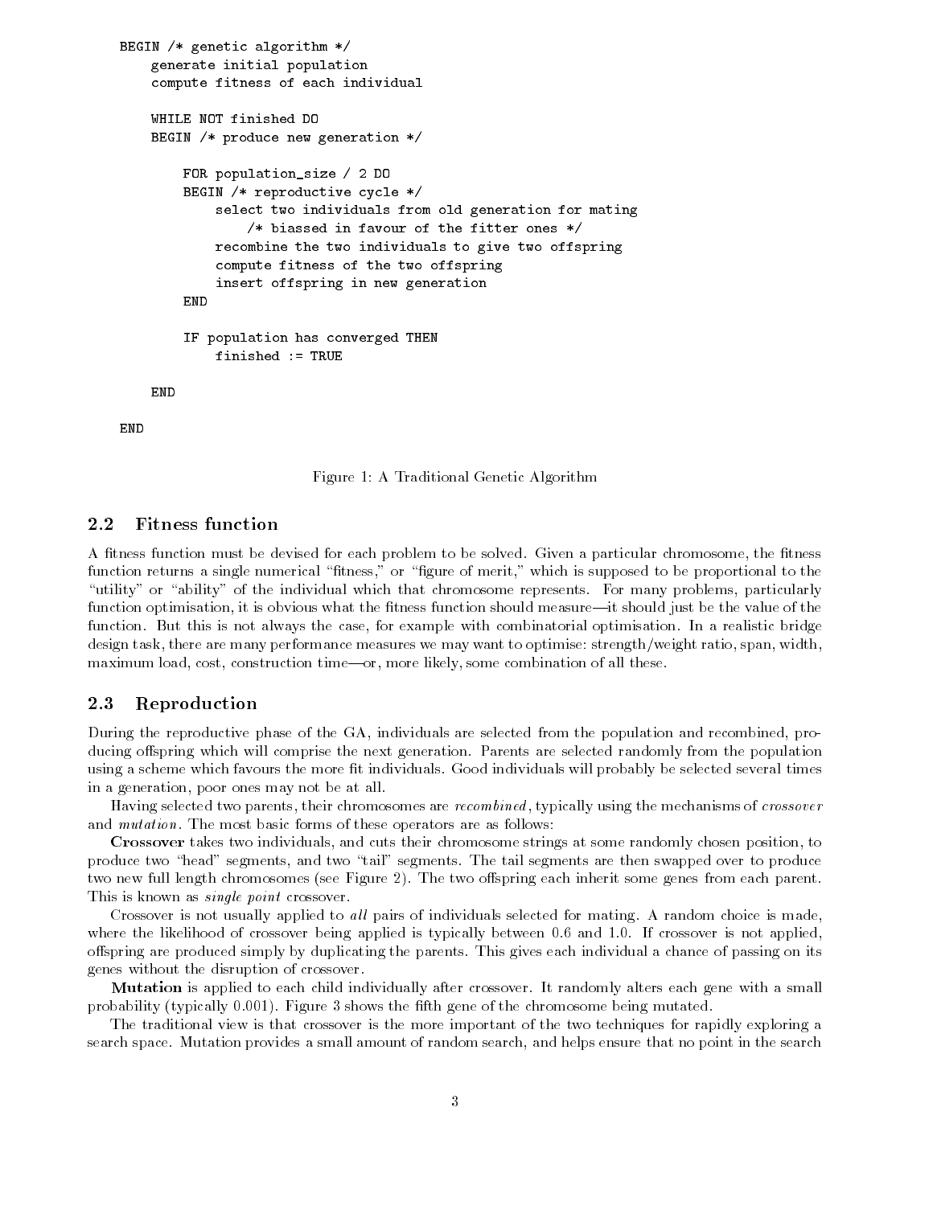```
BEGIN /* genetic algorithm */
    generate initial population
    compute fitness of each individual

    WHILE NOT finished DO
    BEGIN /* produce new generation */

        FOR population_size / 2 DO
        BEGIN /* reproductive cycle */
            select two individuals from old generation for mating
                /* biassed in favour of the fitter ones */
            recombine the two individuals to give two offspring
            compute fitness of the two offspring
            insert offspring in new generation
        END

        IF population has converged THEN
            finished := TRUE

    END

END
```

Figure 1: A Traditional Genetic Algorithm

### 2.2 Fitness function

A fitness function must be devised for each problem to be solved. Given a particular chromosome, the fitness function returns a single numerical "fitness," or "figure of merit," which is supposed to be proportional to the "utility" or "ability" of the individual which that chromosome represents. For many problems, particularly function optimisation, it is obvious what the fitness function should measure—it should just be the value of the function. But this is not always the case, for example with combinatorial optimisation. In a realistic bridge design task, there are many performance measures we may want to optimise: strength/weight ratio, span, width, maximum load, cost, construction time—or, more likely, some combination of all these.

### 2.3 Reproduction

During the reproductive phase of the GA, individuals are selected from the population and recombined, producing offspring which will comprise the next generation. Parents are selected randomly from the population using a scheme which favours the more fit individuals. Good individuals will probably be selected several times in a generation, poor ones may not be at all.

Having selected two parents, their chromosomes are *recombined*, typically using the mechanisms of *crossover* and *mutation*. The most basic forms of these operators are as follows:

**Crossover** takes two individuals, and cuts their chromosome strings at some randomly chosen position, to produce two "head" segments, and two "tail" segments. The tail segments are then swapped over to produce two new full length chromosomes (see Figure 2). The two offspring each inherit some genes from each parent. This is known as *single point* crossover.

Crossover is not usually applied to *all* pairs of individuals selected for mating. A random choice is made, where the likelihood of crossover being applied is typically between 0.6 and 1.0. If crossover is not applied, offspring are produced simply by duplicating the parents. This gives each individual a chance of passing on its genes without the disruption of crossover.

**Mutation** is applied to each child individually after crossover. It randomly alters each gene with a small probability (typically 0.001). Figure 3 shows the fifth gene of the chromosome being mutated.

The traditional view is that crossover is the more important of the two techniques for rapidly exploring a search space. Mutation provides a small amount of random search, and helps ensure that no point in the search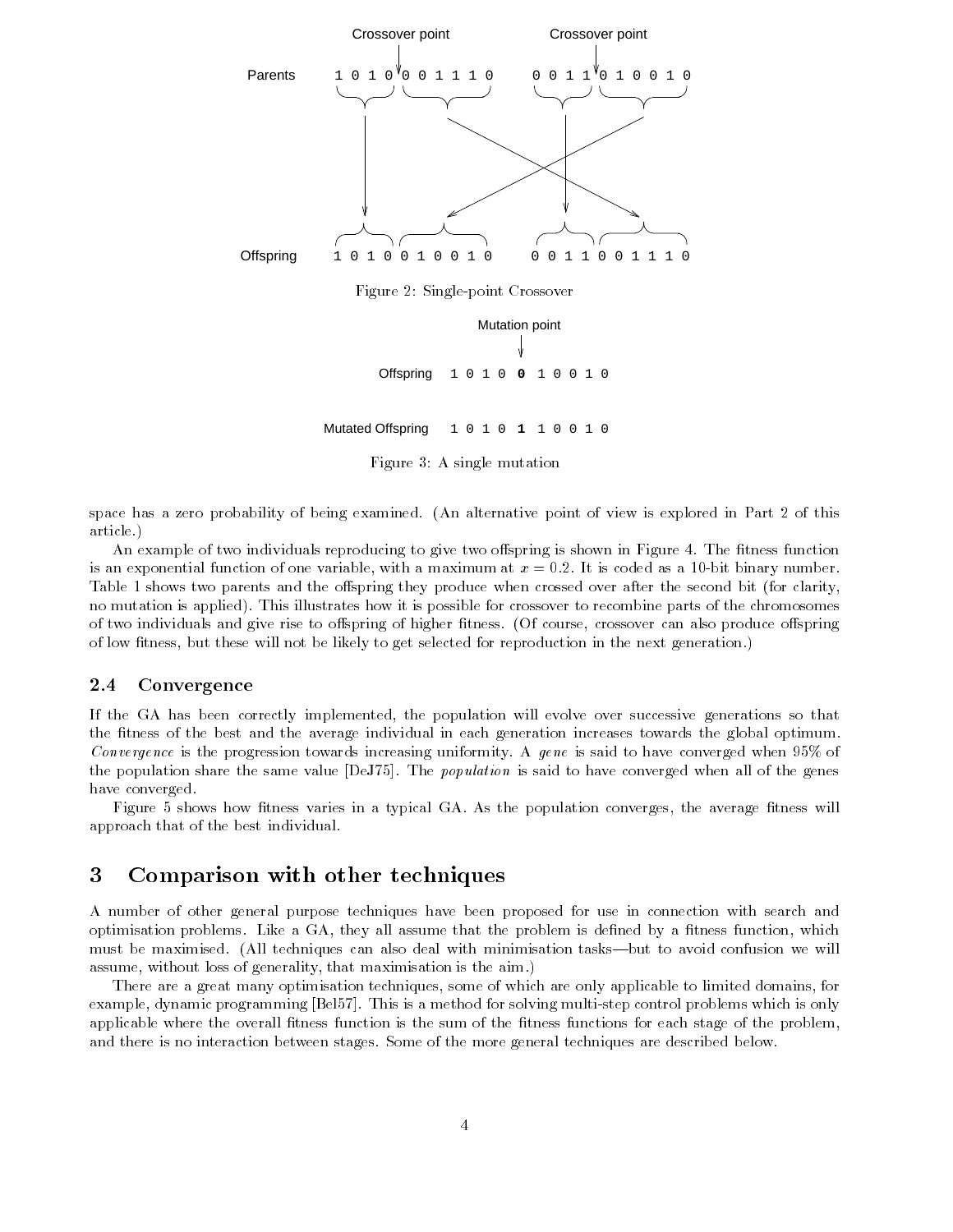Crossover point Crossover point

Parents 1 0 1 0 0 0 1 1 1 0 0 0 1 1 0 1 0 0 1 0

Offspring 1 0 1 0 0 1 0 0 1 0 0 0 1 1 0 0 1 1 1 0

Figure 2: Single-point Crossover

Mutation point

Offspring 1 0 1 0 **0** 1 0 0 1 0

Mutated Offspring 1 0 1 0 **1** 1 0 0 1 0

Figure 3: A single mutation

space has a zero probability of being examined. (An alternative point of view is explored in Part 2 of this article.)

An example of two individuals reproducing to give two offspring is shown in Figure 4. The fitness function is an exponential function of one variable, with a maximum at $x = 0.2$. It is coded as a 10-bit binary number. Table 1 shows two parents and the offspring they produce when crossed over after the second bit (for clarity, no mutation is applied). This illustrates how it is possible for crossover to recombine parts of the chromosomes of two individuals and give rise to offspring of higher fitness. (Of course, crossover can also produce offspring of low fitness, but these will not be likely to get selected for reproduction in the next generation.)

### 2.4 Convergence

If the GA has been correctly implemented, the population will evolve over successive generations so that the fitness of the best and the average individual in each generation increases towards the global optimum. *Convergence* is the progression towards increasing uniformity. A *gene* is said to have converged when 95% of the population share the same value [DeJ75]. The *population* is said to have converged when all of the genes have converged.

Figure 5 shows how fitness varies in a typical GA. As the population converges, the average fitness will approach that of the best individual.

## 3 Comparison with other techniques

A number of other general purpose techniques have been proposed for use in connection with search and optimisation problems. Like a GA, they all assume that the problem is defined by a fitness function, which must be maximised. (All techniques can also deal with minimisation tasks—but to avoid confusion we will assume, without loss of generality, that maximisation is the aim.)

There are a great many optimisation techniques, some of which are only applicable to limited domains, for example, dynamic programming [Bel57]. This is a method for solving multi-step control problems which is only applicable where the overall fitness function is the sum of the fitness functions for each stage of the problem, and there is no interaction between stages. Some of the more general techniques are described below.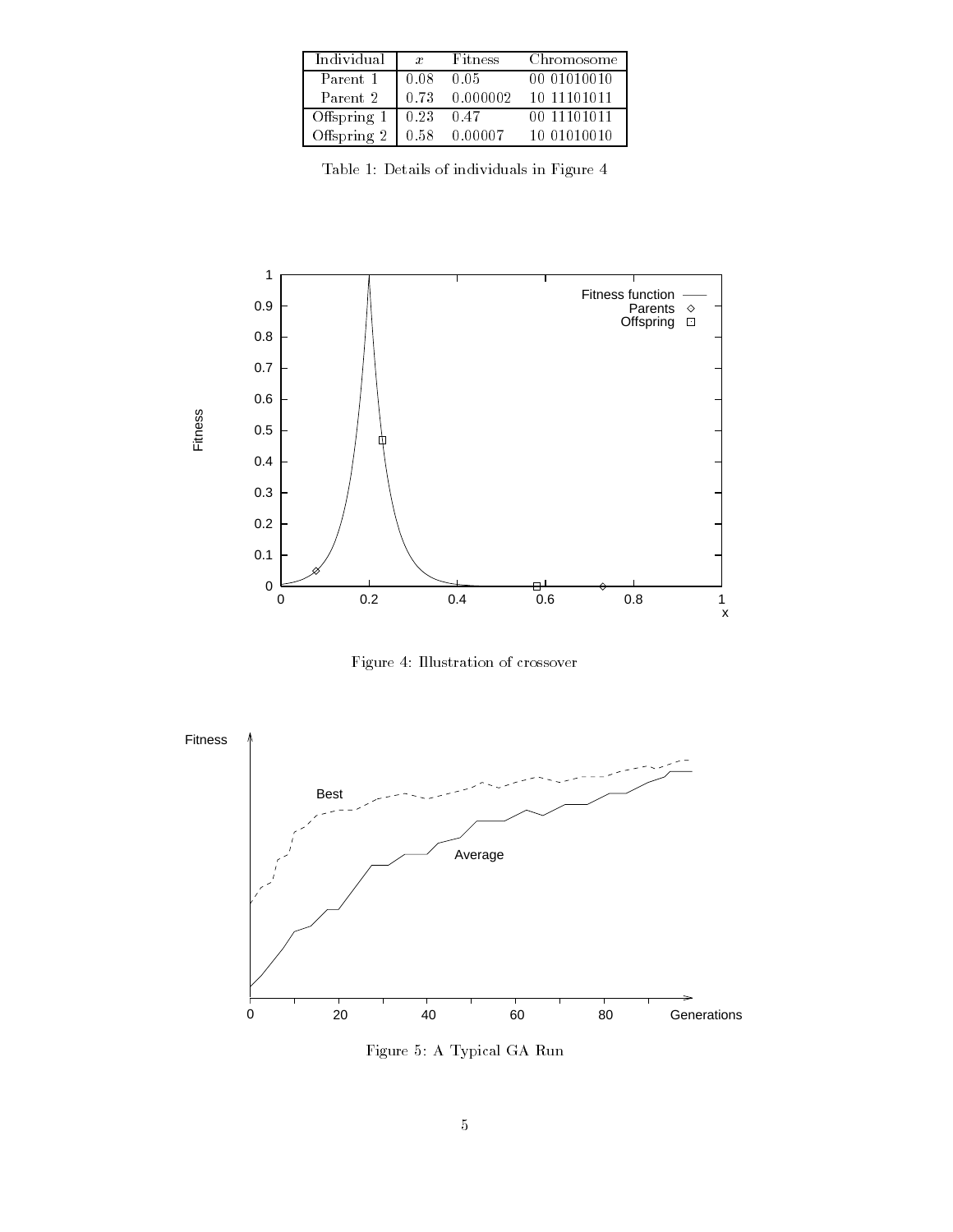| Individual | $x$ | Fitness | Chromosome |
|---|---|---|---|
| Parent 1 | 0.08 | 0.05 | 00 01010010 |
| Parent 2 | 0.73 | 0.000002 | 10 11101011 |
| Offspring 1 | 0.23 | 0.47 | 00 11101011 |
| Offspring 2 | 0.58 | 0.00007 | 10 01010010 |

Table 1: Details of individuals in Figure 4

Figure 4: Illustration of crossover

Figure 5: A Typical GA Run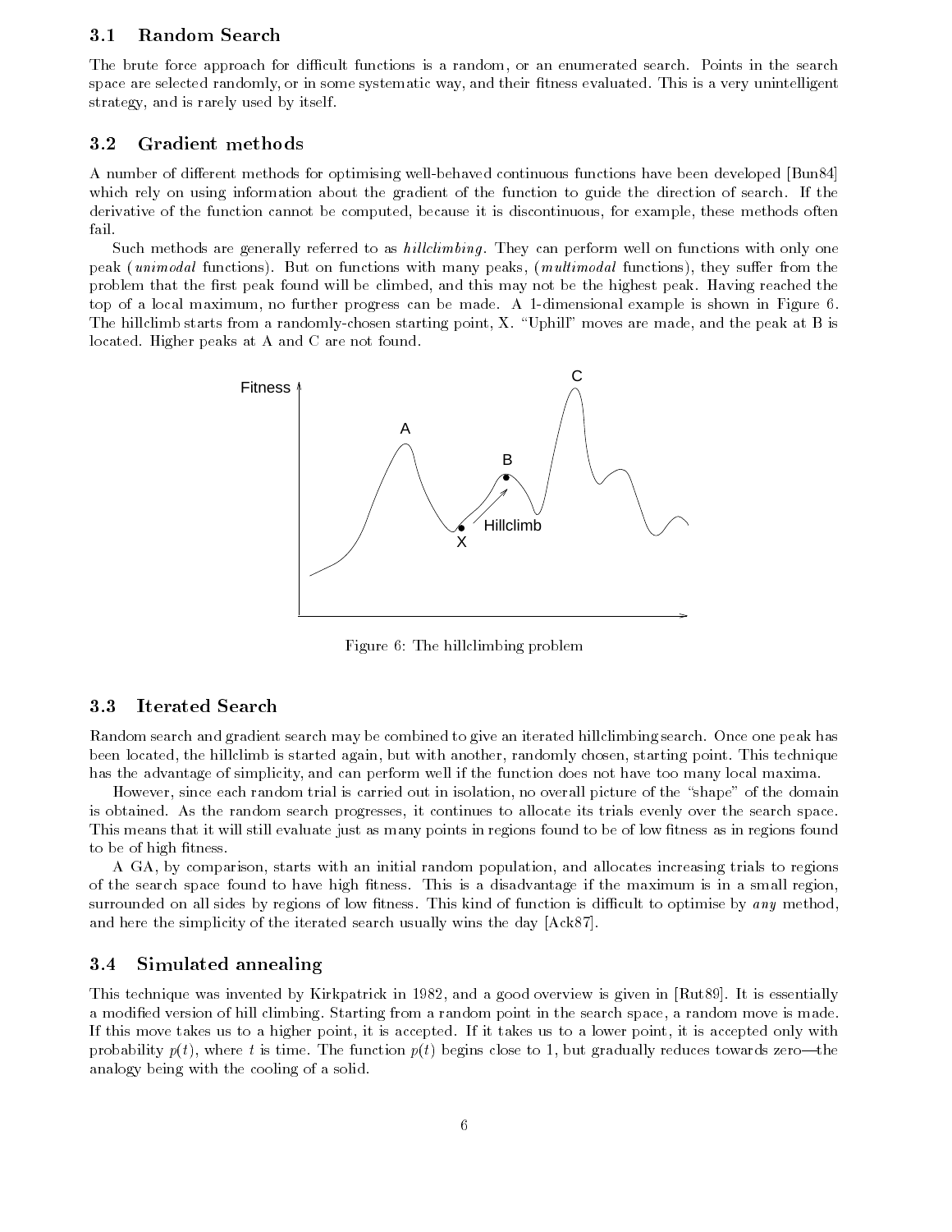### 3.1 Random Search

The brute force approach for difficult functions is a random, or an enumerated search. Points in the search space are selected randomly, or in some systematic way, and their fitness evaluated. This is a very unintelligent strategy, and is rarely used by itself.

### 3.2 Gradient methods

A number of different methods for optimising well-behaved continuous functions have been developed [Bun84] which rely on using information about the gradient of the function to guide the direction of search. If the derivative of the function cannot be computed, because it is discontinuous, for example, these methods often fail.

Such methods are generally referred to as *hillclimbing*. They can perform well on functions with only one peak (*unimodal* functions). But on functions with many peaks, (*multimodal* functions), they suffer from the problem that the first peak found will be climbed, and this may not be the highest peak. Having reached the top of a local maximum, no further progress can be made. A 1-dimensional example is shown in Figure 6. The hillclimb starts from a randomly-chosen starting point, X. "Uphill" moves are made, and the peak at B is located. Higher peaks at A and C are not found.

Figure 6: The hillclimbing problem

### 3.3 Iterated Search

Random search and gradient search may be combined to give an iterated hillclimbing search. Once one peak has been located, the hillclimb is started again, but with another, randomly chosen, starting point. This technique has the advantage of simplicity, and can perform well if the function does not have too many local maxima.

However, since each random trial is carried out in isolation, no overall picture of the "shape" of the domain is obtained. As the random search progresses, it continues to allocate its trials evenly over the search space. This means that it will still evaluate just as many points in regions found to be of low fitness as in regions found to be of high fitness.

A GA, by comparison, starts with an initial random population, and allocates increasing trials to regions of the search space found to have high fitness. This is a disadvantage if the maximum is in a small region, surrounded on all sides by regions of low fitness. This kind of function is difficult to optimise by *any* method, and here the simplicity of the iterated search usually wins the day [Ack87].

### 3.4 Simulated annealing

This technique was invented by Kirkpatrick in 1982, and a good overview is given in [Rut89]. It is essentially a modified version of hill climbing. Starting from a random point in the search space, a random move is made. If this move takes us to a higher point, it is accepted. If it takes us to a lower point, it is accepted only with probability $p(t)$, where $t$ is time. The function $p(t)$ begins close to 1, but gradually reduces towards zero—the analogy being with the cooling of a solid.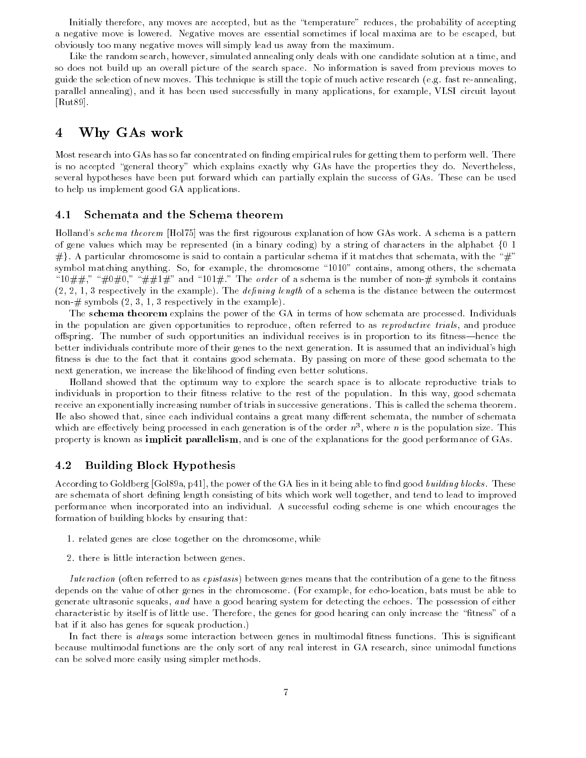Initially therefore, any moves are accepted, but as the "temperature" reduces, the probability of accepting a negative move is lowered. Negative moves are essential sometimes if local maxima are to be escaped, but obviously too many negative moves will simply lead us away from the maximum.

Like the random search, however, simulated annealing only deals with one candidate solution at a time, and so does not build up an overall picture of the search space. No information is saved from previous moves to guide the selection of new moves. This technique is still the topic of much active research (e.g. fast re-annealing, parallel annealing), and it has been used successfully in many applications, for example, VLSI circuit layout [Rut89].

## 4 Why GAs work

Most research into GAs has so far concentrated on finding empirical rules for getting them to perform well. There is no accepted "general theory" which explains exactly why GAs have the properties they do. Nevertheless, several hypotheses have been put forward which can partially explain the success of GAs. These can be used to help us implement good GA applications.

### 4.1 Schemata and the Schema theorem

Holland's *schema theorem* [Hol75] was the first rigourous explanation of how GAs work. A schema is a pattern of gene values which may be represented (in a binary coding) by a string of characters in the alphabet {0 1 #}. A particular chromosome is said to contain a particular schema if it matches that schemata, with the "#" symbol matching anything. So, for example, the chromosome "1010" contains, among others, the schemata "10##," "#0#0," "##1#" and "101#." The *order* of a schema is the number of non-# symbols it contains (2, 2, 1, 3 respectively in the example). The *defining length* of a schema is the distance between the outermost non-# symbols (2, 3, 1, 3 respectively in the example).

The **schema theorem** explains the power of the GA in terms of how schemata are processed. Individuals in the population are given opportunities to reproduce, often referred to as *reproductive trials*, and produce offspring. The number of such opportunities an individual receives is in proportion to its fitness—hence the better individuals contribute more of their genes to the next generation. It is assumed that an individual's high fitness is due to the fact that it contains good schemata. By passing on more of these good schemata to the next generation, we increase the likelihood of finding even better solutions.

Holland showed that the optimum way to explore the search space is to allocate reproductive trials to individuals in proportion to their fitness relative to the rest of the population. In this way, good schemata receive an exponentially increasing number of trials in successive generations. This is called the schema theorem. He also showed that, since each individual contains a great many different schemata, the number of schemata which are effectively being processed in each generation is of the order $n^3$, where $n$ is the population size. This property is known as **implicit parallelism**, and is one of the explanations for the good performance of GAs.

### 4.2 Building Block Hypothesis

According to Goldberg [Gol89a, p41], the power of the GA lies in it being able to find good *building blocks*. These are schemata of short defining length consisting of bits which work well together, and tend to lead to improved performance when incorporated into an individual. A successful coding scheme is one which encourages the formation of building blocks by ensuring that:

1. related genes are close together on the chromosome, while
2. there is little interaction between genes.

*Interaction* (often referred to as *epistasis*) between genes means that the contribution of a gene to the fitness depends on the value of other genes in the chromosome. (For example, for echo-location, bats must be able to generate ultrasonic squeaks, *and* have a good hearing system for detecting the echoes. The possession of either characteristic by itself is of little use. Therefore, the genes for good hearing can only increase the "fitness" of a bat if it also has genes for squeak production.)

In fact there is *always* some interaction between genes in multimodal fitness functions. This is significant because multimodal functions are the only sort of any real interest in GA research, since unimodal functions can be solved more easily using simpler methods.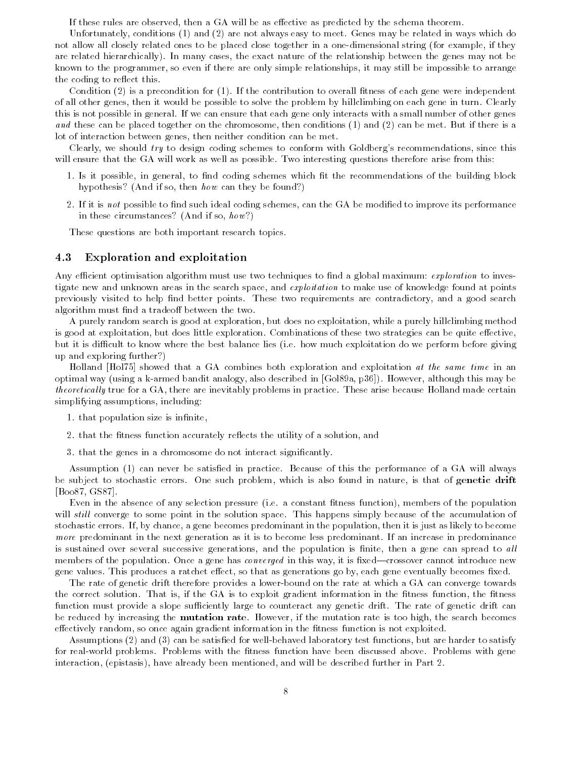If these rules are observed, then a GA will be as effective as predicted by the schema theorem.

Unfortunately, conditions (1) and (2) are not always easy to meet. Genes may be related in ways which do not allow all closely related ones to be placed close together in a one-dimensional string (for example, if they are related hierarchically). In many cases, the exact nature of the relationship between the genes may not be known to the programmer, so even if there are only simple relationships, it may still be impossible to arrange the coding to reflect this.

Condition (2) is a precondition for (1). If the contribution to overall fitness of each gene were independent of all other genes, then it would be possible to solve the problem by hillclimbing on each gene in turn. Clearly this is not possible in general. If we can ensure that each gene only interacts with a small number of other genes *and* these can be placed together on the chromosome, then conditions (1) and (2) can be met. But if there is a lot of interaction between genes, then neither condition can be met.

Clearly, we should *try* to design coding schemes to conform with Goldberg's recommendations, since this will ensure that the GA will work as well as possible. Two interesting questions therefore arise from this:

1. Is it possible, in general, to find coding schemes which fit the recommendations of the building block hypothesis? (And if so, then *how* can they be found?)
2. If it is *not* possible to find such ideal coding schemes, can the GA be modified to improve its performance in these circumstances? (And if so, *how*?)

These questions are both important research topics.

### 4.3 Exploration and exploitation

Any efficient optimisation algorithm must use two techniques to find a global maximum: *exploration* to investigate new and unknown areas in the search space, and *exploitation* to make use of knowledge found at points previously visited to help find better points. These two requirements are contradictory, and a good search algorithm must find a tradeoff between the two.

A purely random search is good at exploration, but does no exploitation, while a purely hillclimbing method is good at exploitation, but does little exploration. Combinations of these two strategies can be quite effective, but it is difficult to know where the best balance lies (i.e. how much exploitation do we perform before giving up and exploring further?)

Holland [Hol75] showed that a GA combines both exploration and exploitation *at the same time* in an optimal way (using a k-armed bandit analogy, also described in [Gol89a, p36]). However, although this may be *theoretically* true for a GA, there are inevitably problems in practice. These arise because Holland made certain simplifying assumptions, including:

1. that population size is infinite,
2. that the fitness function accurately reflects the utility of a solution, and
3. that the genes in a chromosome do not interact significantly.

Assumption (1) can never be satisfied in practice. Because of this the performance of a GA will always be subject to stochastic errors. One such problem, which is also found in nature, is that of **genetic drift** [Boo87, GS87].

Even in the absence of any selection pressure (i.e. a constant fitness function), members of the population will *still* converge to some point in the solution space. This happens simply because of the accumulation of stochastic errors. If, by chance, a gene becomes predominant in the population, then it is just as likely to become *more* predominant in the next generation as it is to become less predominant. If an increase in predominance is sustained over several successive generations, and the population is finite, then a gene can spread to *all* members of the population. Once a gene has *converged* in this way, it is fixed—crossover cannot introduce new gene values. This produces a ratchet effect, so that as generations go by, each gene eventually becomes fixed.

The rate of genetic drift therefore provides a lower-bound on the rate at which a GA can converge towards the correct solution. That is, if the GA is to exploit gradient information in the fitness function, the fitness function must provide a slope sufficiently large to counteract any genetic drift. The rate of genetic drift can be reduced by increasing the **mutation rate**. However, if the mutation rate is too high, the search becomes effectively random, so once again gradient information in the fitness function is not exploited.

Assumptions (2) and (3) can be satisfied for well-behaved laboratory test functions, but are harder to satisfy for real-world problems. Problems with the fitness function have been discussed above. Problems with gene interaction, (epistasis), have already been mentioned, and will be described further in Part 2.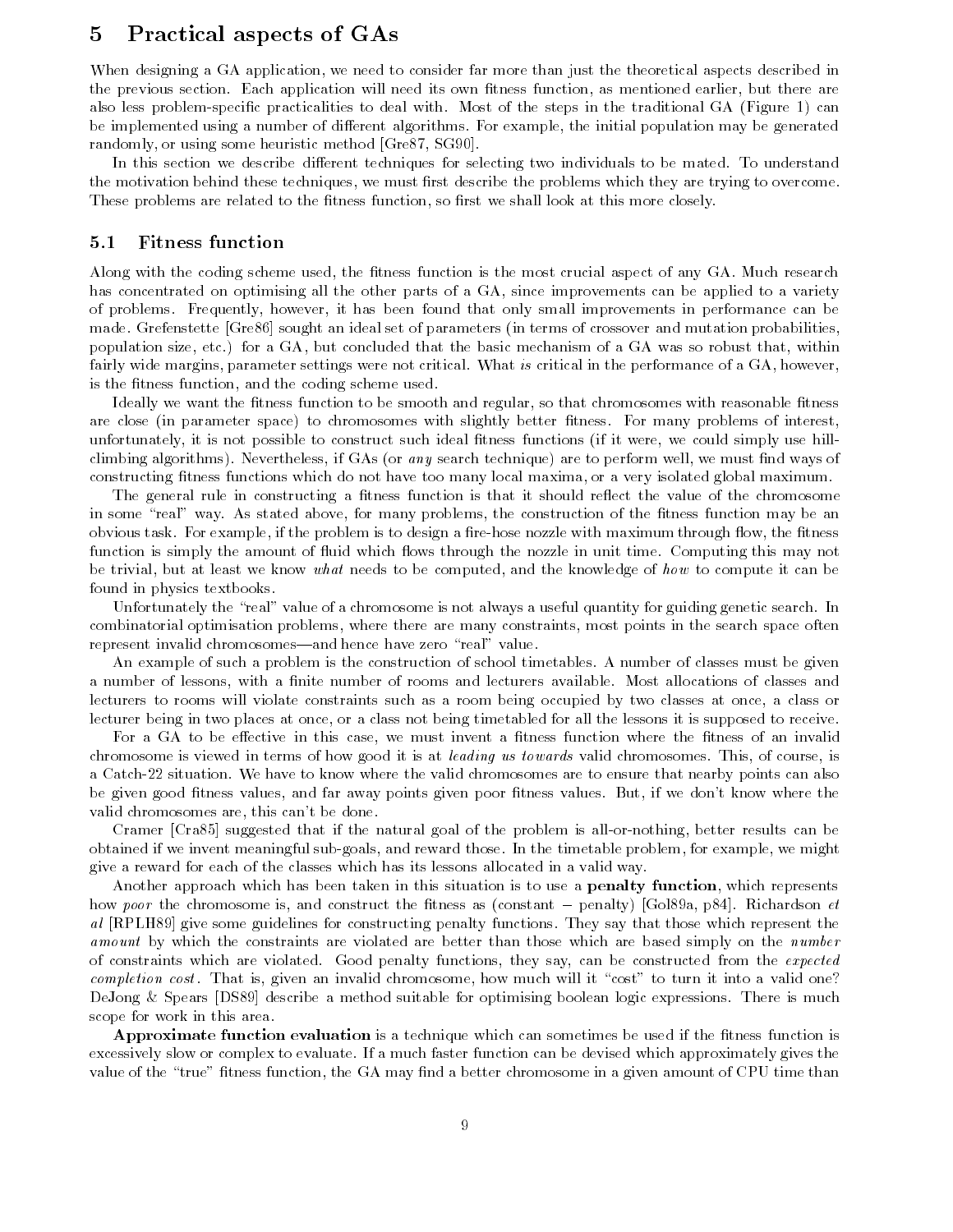## 5 Practical aspects of GAs

When designing a GA application, we need to consider far more than just the theoretical aspects described in the previous section. Each application will need its own fitness function, as mentioned earlier, but there are also less problem-specific practicalities to deal with. Most of the steps in the traditional GA (Figure 1) can be implemented using a number of different algorithms. For example, the initial population may be generated randomly, or using some heuristic method [Gre87, SG90].

In this section we describe different techniques for selecting two individuals to be mated. To understand the motivation behind these techniques, we must first describe the problems which they are trying to overcome. These problems are related to the fitness function, so first we shall look at this more closely.

### 5.1 Fitness function

Along with the coding scheme used, the fitness function is the most crucial aspect of any GA. Much research has concentrated on optimising all the other parts of a GA, since improvements can be applied to a variety of problems. Frequently, however, it has been found that only small improvements in performance can be made. Grefenstette [Gre86] sought an ideal set of parameters (in terms of crossover and mutation probabilities, population size, etc.) for a GA, but concluded that the basic mechanism of a GA was so robust that, within fairly wide margins, parameter settings were not critical. What *is* critical in the performance of a GA, however, is the fitness function, and the coding scheme used.

Ideally we want the fitness function to be smooth and regular, so that chromosomes with reasonable fitness are close (in parameter space) to chromosomes with slightly better fitness. For many problems of interest, unfortunately, it is not possible to construct such ideal fitness functions (if it were, we could simply use hill-climbing algorithms). Nevertheless, if GAs (or *any* search technique) are to perform well, we must find ways of constructing fitness functions which do not have too many local maxima, or a very isolated global maximum.

The general rule in constructing a fitness function is that it should reflect the value of the chromosome in some "real" way. As stated above, for many problems, the construction of the fitness function may be an obvious task. For example, if the problem is to design a fire-hose nozzle with maximum through flow, the fitness function is simply the amount of fluid which flows through the nozzle in unit time. Computing this may not be trivial, but at least we know *what* needs to be computed, and the knowledge of *how* to compute it can be found in physics textbooks.

Unfortunately the "real" value of a chromosome is not always a useful quantity for guiding genetic search. In combinatorial optimisation problems, where there are many constraints, most points in the search space often represent invalid chromosomes—and hence have zero "real" value.

An example of such a problem is the construction of school timetables. A number of classes must be given a number of lessons, with a finite number of rooms and lecturers available. Most allocations of classes and lecturers to rooms will violate constraints such as a room being occupied by two classes at once, a class or lecturer being in two places at once, or a class not being timetabled for all the lessons it is supposed to receive.

For a GA to be effective in this case, we must invent a fitness function where the fitness of an invalid chromosome is viewed in terms of how good it is at *leading us towards* valid chromosomes. This, of course, is a Catch-22 situation. We have to know where the valid chromosomes are to ensure that nearby points can also be given good fitness values, and far away points given poor fitness values. But, if we don't know where the valid chromosomes are, this can't be done.

Cramer [Cra85] suggested that if the natural goal of the problem is all-or-nothing, better results can be obtained if we invent meaningful sub-goals, and reward those. In the timetable problem, for example, we might give a reward for each of the classes which has its lessons allocated in a valid way.

Another approach which has been taken in this situation is to use a **penalty function**, which represents how *poor* the chromosome is, and construct the fitness as (constant − penalty) [Gol89a, p84]. Richardson *et al* [RPLH89] give some guidelines for constructing penalty functions. They say that those which represent the *amount* by which the constraints are violated are better than those which are based simply on the *number* of constraints which are violated. Good penalty functions, they say, can be constructed from the *expected completion cost*. That is, given an invalid chromosome, how much will it "cost" to turn it into a valid one? DeJong & Spears [DS89] describe a method suitable for optimising boolean logic expressions. There is much scope for work in this area.

**Approximate function evaluation** is a technique which can sometimes be used if the fitness function is excessively slow or complex to evaluate. If a much faster function can be devised which approximately gives the value of the "true" fitness function, the GA may find a better chromosome in a given amount of CPU time than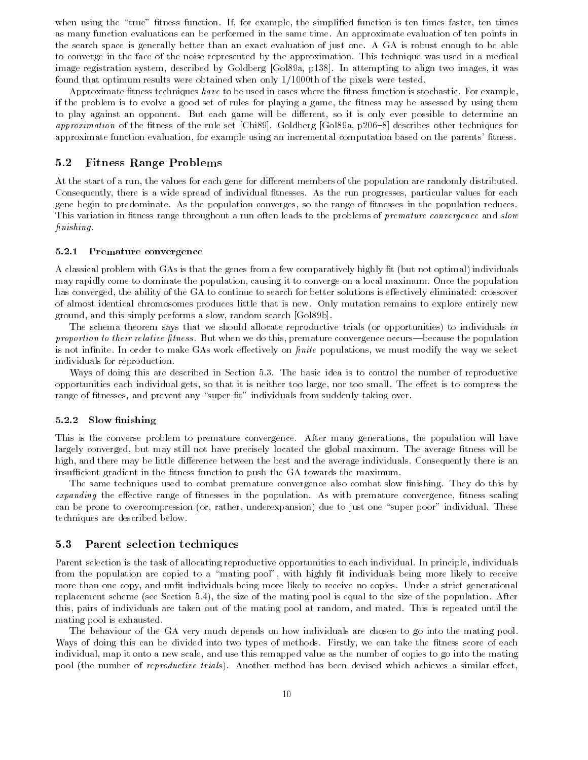when using the "true" fitness function. If, for example, the simplified function is ten times faster, ten times as many function evaluations can be performed in the same time. An approximate evaluation of ten points in the search space is generally better than an exact evaluation of just one. A GA is robust enough to be able to converge in the face of the noise represented by the approximation. This technique was used in a medical image registration system, described by Goldberg [Gol89a, p138]. In attempting to align two images, it was found that optimum results were obtained when only 1/1000th of the pixels were tested.

Approximate fitness techniques *have* to be used in cases where the fitness function is stochastic. For example, if the problem is to evolve a good set of rules for playing a game, the fitness may be assessed by using them to play against an opponent. But each game will be different, so it is only ever possible to determine an *approximation* of the fitness of the rule set [Chi89]. Goldberg [Gol89a, p206–8] describes other techniques for approximate function evaluation, for example using an incremental computation based on the parents' fitness.

## 5.2 Fitness Range Problems

At the start of a run, the values for each gene for different members of the population are randomly distributed. Consequently, there is a wide spread of individual fitnesses. As the run progresses, particular values for each gene begin to predominate. As the population converges, so the range of fitnesses in the population reduces. This variation in fitness range throughout a run often leads to the problems of *premature convergence* and *slow finishing*.

### 5.2.1 Premature convergence

A classical problem with GAs is that the genes from a few comparatively highly fit (but not optimal) individuals may rapidly come to dominate the population, causing it to converge on a local maximum. Once the population has converged, the ability of the GA to continue to search for better solutions is effectively eliminated: crossover of almost identical chromosomes produces little that is new. Only mutation remains to explore entirely new ground, and this simply performs a slow, random search [Gol89b].

The schema theorem says that we should allocate reproductive trials (or opportunities) to individuals *in proportion to their relative fitness*. But when we do this, premature convergence occurs—because the population is not infinite. In order to make GAs work effectively on *finite* populations, we must modify the way we select individuals for reproduction.

Ways of doing this are described in Section 5.3. The basic idea is to control the number of reproductive opportunities each individual gets, so that it is neither too large, nor too small. The effect is to compress the range of fitnesses, and prevent any "super-fit" individuals from suddenly taking over.

### 5.2.2 Slow finishing

This is the converse problem to premature convergence. After many generations, the population will have largely converged, but may still not have precisely located the global maximum. The average fitness will be high, and there may be little difference between the best and the average individuals. Consequently there is an insufficient gradient in the fitness function to push the GA towards the maximum.

The same techniques used to combat premature convergence also combat slow finishing. They do this by *expanding* the effective range of fitnesses in the population. As with premature convergence, fitness scaling can be prone to overcompression (or, rather, underexpansion) due to just one "super poor" individual. These techniques are described below.

## 5.3 Parent selection techniques

Parent selection is the task of allocating reproductive opportunities to each individual. In principle, individuals from the population are copied to a "mating pool", with highly fit individuals being more likely to receive more than one copy, and unfit individuals being more likely to receive no copies. Under a strict generational replacement scheme (see Section 5.4), the size of the mating pool is equal to the size of the population. After this, pairs of individuals are taken out of the mating pool at random, and mated. This is repeated until the mating pool is exhausted.

The behaviour of the GA very much depends on how individuals are chosen to go into the mating pool. Ways of doing this can be divided into two types of methods. Firstly, we can take the fitness score of each individual, map it onto a new scale, and use this remapped value as the number of copies to go into the mating pool (the number of *reproductive trials*). Another method has been devised which achieves a similar effect,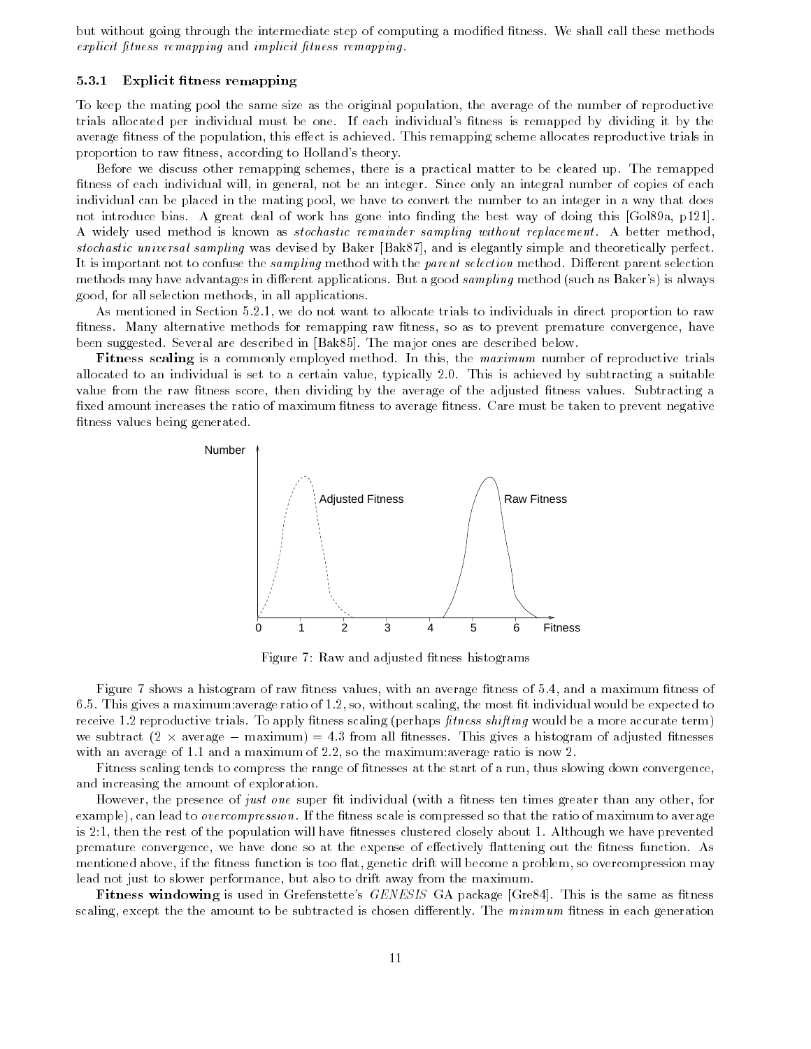but without going through the intermediate step of computing a modified fitness. We shall call these methods *explicit fitness remapping* and *implicit fitness remapping*.

### 5.3.1 Explicit fitness remapping

To keep the mating pool the same size as the original population, the average of the number of reproductive trials allocated per individual must be one. If each individual's fitness is remapped by dividing it by the average fitness of the population, this effect is achieved. This remapping scheme allocates reproductive trials in proportion to raw fitness, according to Holland's theory.

Before we discuss other remapping schemes, there is a practical matter to be cleared up. The remapped fitness of each individual will, in general, not be an integer. Since only an integral number of copies of each individual can be placed in the mating pool, we have to convert the number to an integer in a way that does not introduce bias. A great deal of work has gone into finding the best way of doing this [Gol89a, p121]. A widely used method is known as *stochastic remainder sampling without replacement*. A better method, *stochastic universal sampling* was devised by Baker [Bak87], and is elegantly simple and theoretically perfect. It is important not to confuse the *sampling* method with the *parent selection* method. Different parent selection methods may have advantages in different applications. But a good *sampling* method (such as Baker's) is always good, for all selection methods, in all applications.

As mentioned in Section 5.2.1, we do not want to allocate trials to individuals in direct proportion to raw fitness. Many alternative methods for remapping raw fitness, so as to prevent premature convergence, have been suggested. Several are described in [Bak85]. The major ones are described below.

**Fitness scaling** is a commonly employed method. In this, the *maximum* number of reproductive trials allocated to an individual is set to a certain value, typically 2.0. This is achieved by subtracting a suitable value from the raw fitness score, then dividing by the average of the adjusted fitness values. Subtracting a fixed amount increases the ratio of maximum fitness to average fitness. Care must be taken to prevent negative fitness values being generated.

Figure 7: Raw and adjusted fitness histograms

Figure 7 shows a histogram of raw fitness values, with an average fitness of 5.4, and a maximum fitness of 6.5. This gives a maximum:average ratio of 1.2, so, without scaling, the most fit individual would be expected to receive 1.2 reproductive trials. To apply fitness scaling (perhaps *fitness shifting* would be a more accurate term) we subtract $(2 \times \text{average} - \text{maximum}) = 4.3$ from all fitnesses. This gives a histogram of adjusted fitnesses with an average of 1.1 and a maximum of 2.2, so the maximum:average ratio is now 2.

Fitness scaling tends to compress the range of fitnesses at the start of a run, thus slowing down convergence, and increasing the amount of exploration.

However, the presence of *just one* super fit individual (with a fitness ten times greater than any other, for example), can lead to *overcompression*. If the fitness scale is compressed so that the ratio of maximum to average is 2:1, then the rest of the population will have fitnesses clustered closely about 1. Although we have prevented premature convergence, we have done so at the expense of effectively flattening out the fitness function. As mentioned above, if the fitness function is too flat, genetic drift will become a problem, so overcompression may lead not just to slower performance, but also to drift away from the maximum.

**Fitness windowing** is used in Grefenstette's *GENESIS* GA package [Gre84]. This is the same as fitness scaling, except the the amount to be subtracted is chosen differently. The *minimum* fitness in each generation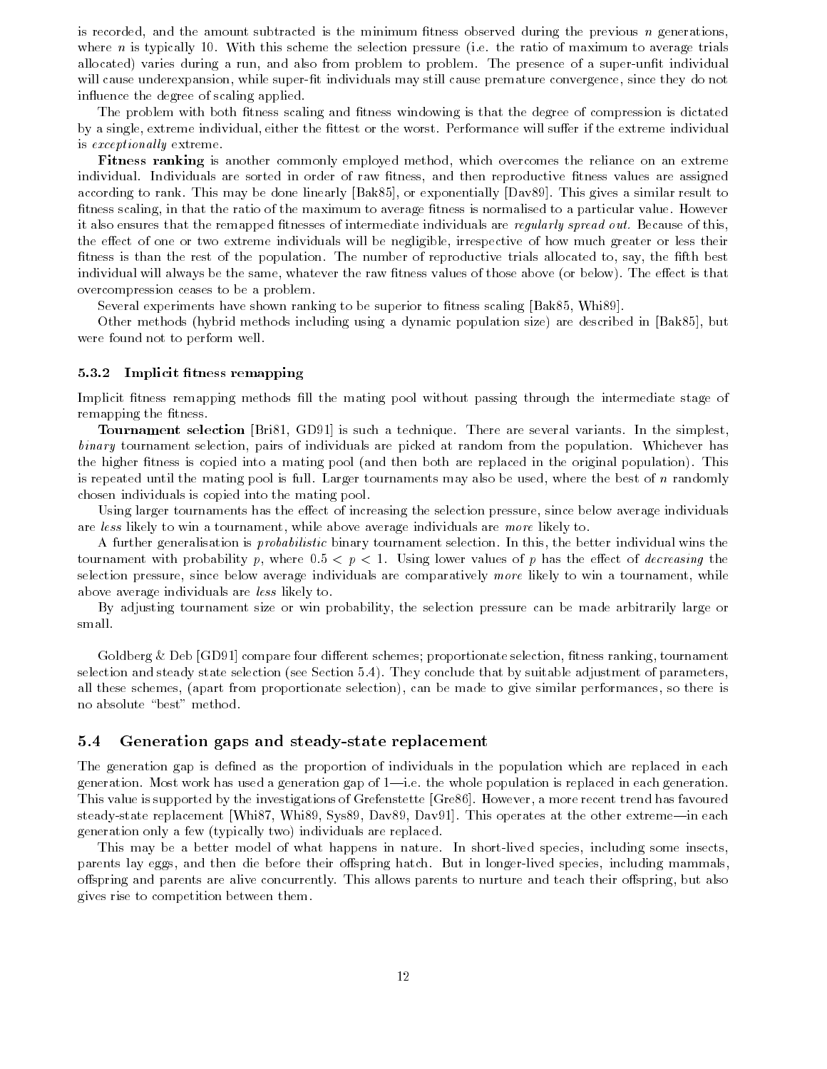is recorded, and the amount subtracted is the minimum fitness observed during the previous $n$ generations, where $n$ is typically 10. With this scheme the selection pressure (i.e. the ratio of maximum to average trials allocated) varies during a run, and also from problem to problem. The presence of a super-unfit individual will cause underexpansion, while super-fit individuals may still cause premature convergence, since they do not influence the degree of scaling applied.

The problem with both fitness scaling and fitness windowing is that the degree of compression is dictated by a single, extreme individual, either the fittest or the worst. Performance will suffer if the extreme individual is *exceptionally* extreme.

**Fitness ranking** is another commonly employed method, which overcomes the reliance on an extreme individual. Individuals are sorted in order of raw fitness, and then reproductive fitness values are assigned according to rank. This may be done linearly [Bak85], or exponentially [Dav89]. This gives a similar result to fitness scaling, in that the ratio of the maximum to average fitness is normalised to a particular value. However it also ensures that the remapped fitnesses of intermediate individuals are *regularly spread out*. Because of this, the effect of one or two extreme individuals will be negligible, irrespective of how much greater or less their fitness is than the rest of the population. The number of reproductive trials allocated to, say, the fifth best individual will always be the same, whatever the raw fitness values of those above (or below). The effect is that overcompression ceases to be a problem.

Several experiments have shown ranking to be superior to fitness scaling [Bak85, Whi89].

Other methods (hybrid methods including using a dynamic population size) are described in [Bak85], but were found not to perform well.

### 5.3.2 Implicit fitness remapping

Implicit fitness remapping methods fill the mating pool without passing through the intermediate stage of remapping the fitness.

**Tournament selection** [Bri81, GD91] is such a technique. There are several variants. In the simplest, *binary* tournament selection, pairs of individuals are picked at random from the population. Whichever has the higher fitness is copied into a mating pool (and then both are replaced in the original population). This is repeated until the mating pool is full. Larger tournaments may also be used, where the best of $n$ randomly chosen individuals is copied into the mating pool.

Using larger tournaments has the effect of increasing the selection pressure, since below average individuals are *less* likely to win a tournament, while above average individuals are *more* likely to.

A further generalisation is *probabilistic* binary tournament selection. In this, the better individual wins the tournament with probability $p$, where $0.5 < p < 1$. Using lower values of $p$ has the effect of *decreasing* the selection pressure, since below average individuals are comparatively *more* likely to win a tournament, while above average individuals are *less* likely to.

By adjusting tournament size or win probability, the selection pressure can be made arbitrarily large or small.

Goldberg & Deb [GD91] compare four different schemes; proportionate selection, fitness ranking, tournament selection and steady state selection (see Section 5.4). They conclude that by suitable adjustment of parameters, all these schemes, (apart from proportionate selection), can be made to give similar performances, so there is no absolute "best" method.

## 5.4 Generation gaps and steady-state replacement

The generation gap is defined as the proportion of individuals in the population which are replaced in each generation. Most work has used a generation gap of 1—i.e. the whole population is replaced in each generation. This value is supported by the investigations of Grefenstette [Gre86]. However, a more recent trend has favoured steady-state replacement [Whi87, Whi89, Sys89, Dav89, Dav91]. This operates at the other extreme—in each generation only a few (typically two) individuals are replaced.

This may be a better model of what happens in nature. In short-lived species, including some insects, parents lay eggs, and then die before their offspring hatch. But in longer-lived species, including mammals, offspring and parents are alive concurrently. This allows parents to nurture and teach their offspring, but also gives rise to competition between them.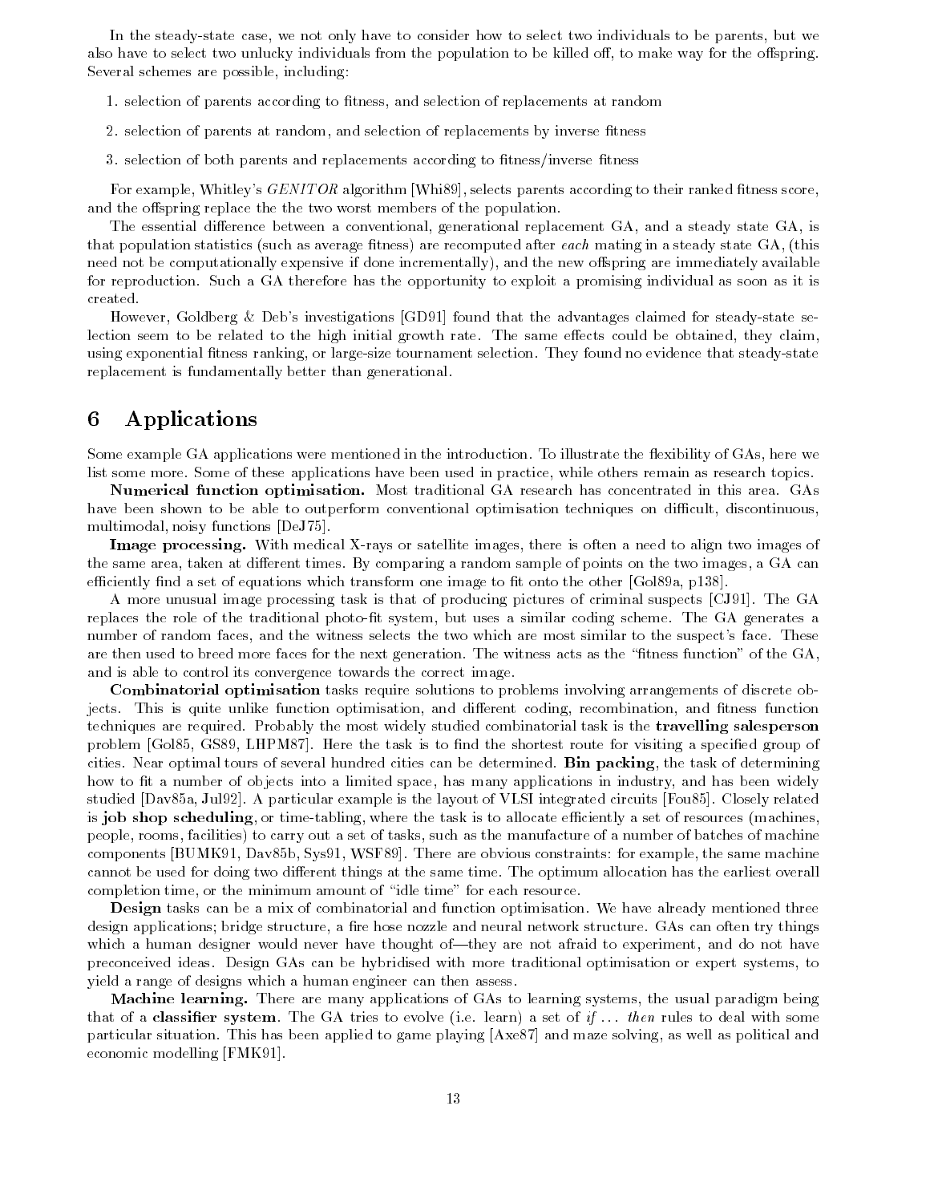In the steady-state case, we not only have to consider how to select two individuals to be parents, but we also have to select two unlucky individuals from the population to be killed off, to make way for the offspring. Several schemes are possible, including:

1. selection of parents according to fitness, and selection of replacements at random
2. selection of parents at random, and selection of replacements by inverse fitness
3. selection of both parents and replacements according to fitness/inverse fitness

For example, Whitley's *GENITOR* algorithm [Whi89], selects parents according to their ranked fitness score, and the offspring replace the the two worst members of the population.

The essential difference between a conventional, generational replacement GA, and a steady state GA, is that population statistics (such as average fitness) are recomputed after *each* mating in a steady state GA, (this need not be computationally expensive if done incrementally), and the new offspring are immediately available for reproduction. Such a GA therefore has the opportunity to exploit a promising individual as soon as it is created.

However, Goldberg & Deb's investigations [GD91] found that the advantages claimed for steady-state selection seem to be related to the high initial growth rate. The same effects could be obtained, they claim, using exponential fitness ranking, or large-size tournament selection. They found no evidence that steady-state replacement is fundamentally better than generational.

# 6 Applications

Some example GA applications were mentioned in the introduction. To illustrate the flexibility of GAs, here we list some more. Some of these applications have been used in practice, while others remain as research topics.

**Numerical function optimisation.** Most traditional GA research has concentrated in this area. GAs have been shown to be able to outperform conventional optimisation techniques on difficult, discontinuous, multimodal, noisy functions [DeJ75].

**Image processing.** With medical X-rays or satellite images, there is often a need to align two images of the same area, taken at different times. By comparing a random sample of points on the two images, a GA can efficiently find a set of equations which transform one image to fit onto the other [Gol89a, p138].

A more unusual image processing task is that of producing pictures of criminal suspects [CJ91]. The GA replaces the role of the traditional photo-fit system, but uses a similar coding scheme. The GA generates a number of random faces, and the witness selects the two which are most similar to the suspect's face. These are then used to breed more faces for the next generation. The witness acts as the "fitness function" of the GA, and is able to control its convergence towards the correct image.

**Combinatorial optimisation** tasks require solutions to problems involving arrangements of discrete objects. This is quite unlike function optimisation, and different coding, recombination, and fitness function techniques are required. Probably the most widely studied combinatorial task is the **travelling salesperson** problem [Gol85, GS89, LHPM87]. Here the task is to find the shortest route for visiting a specified group of cities. Near optimal tours of several hundred cities can be determined. **Bin packing**, the task of determining how to fit a number of objects into a limited space, has many applications in industry, and has been widely studied [Dav85a, Jul92]. A particular example is the layout of VLSI integrated circuits [Fou85]. Closely related is **job shop scheduling**, or time-tabling, where the task is to allocate efficiently a set of resources (machines, people, rooms, facilities) to carry out a set of tasks, such as the manufacture of a number of batches of machine components [BUMK91, Dav85b, Sys91, WSF89]. There are obvious constraints: for example, the same machine cannot be used for doing two different things at the same time. The optimum allocation has the earliest overall completion time, or the minimum amount of "idle time" for each resource.

**Design** tasks can be a mix of combinatorial and function optimisation. We have already mentioned three design applications; bridge structure, a fire hose nozzle and neural network structure. GAs can often try things which a human designer would never have thought of—they are not afraid to experiment, and do not have preconceived ideas. Design GAs can be hybridised with more traditional optimisation or expert systems, to yield a range of designs which a human engineer can then assess.

**Machine learning.** There are many applications of GAs to learning systems, the usual paradigm being that of a **classifier system**. The GA tries to evolve (i.e. learn) a set of *if* ... *then* rules to deal with some particular situation. This has been applied to game playing [Axe87] and maze solving, as well as political and economic modelling [FMK91].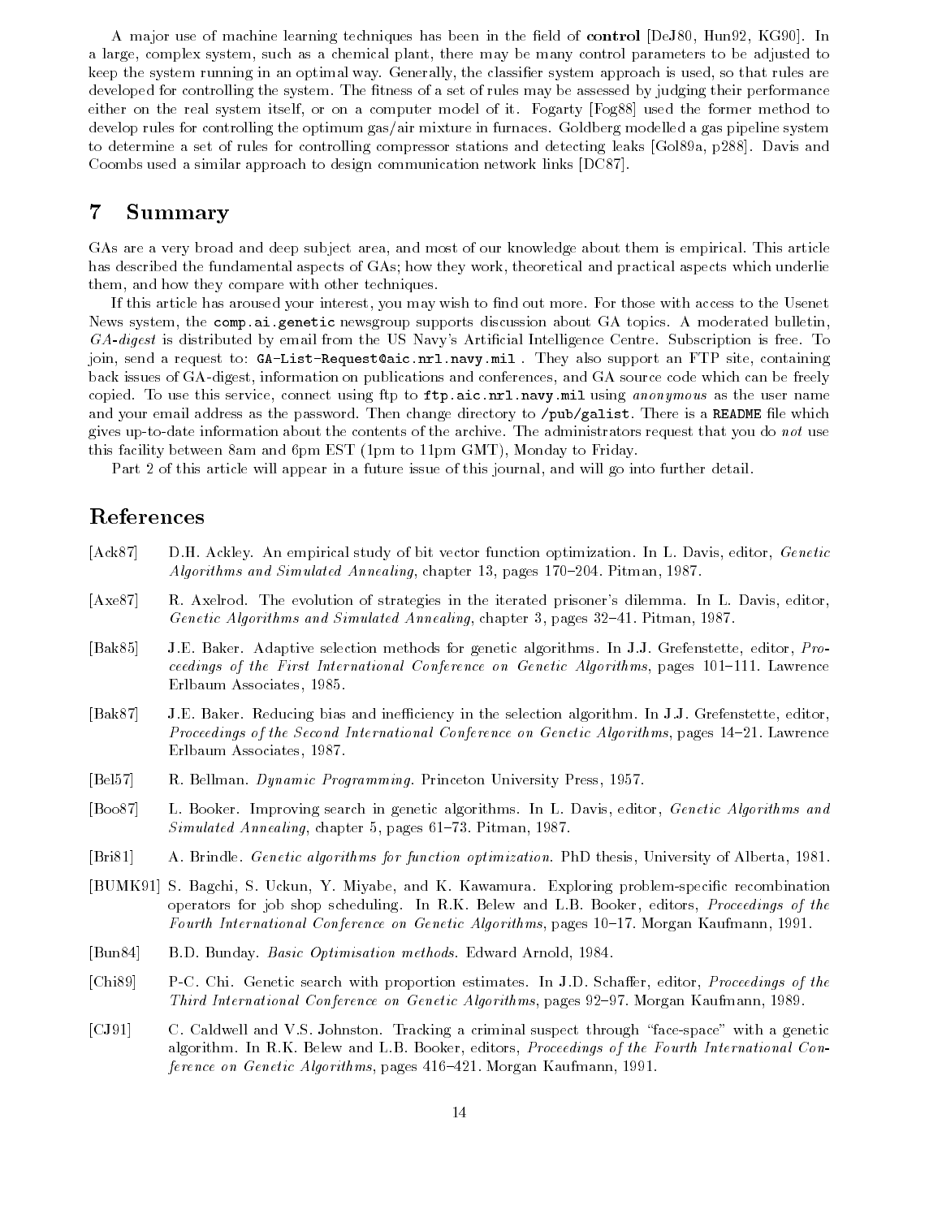A major use of machine learning techniques has been in the field of **control** [DeJ80, Hun92, KG90]. In a large, complex system, such as a chemical plant, there may be many control parameters to be adjusted to keep the system running in an optimal way. Generally, the classifier system approach is used, so that rules are developed for controlling the system. The fitness of a set of rules may be assessed by judging their performance either on the real system itself, or on a computer model of it. Fogarty [Fog88] used the former method to develop rules for controlling the optimum gas/air mixture in furnaces. Goldberg modelled a gas pipeline system to determine a set of rules for controlling compressor stations and detecting leaks [Gol89a, p288]. Davis and Coombs used a similar approach to design communication network links [DC87].

## 7 Summary

GAs are a very broad and deep subject area, and most of our knowledge about them is empirical. This article has described the fundamental aspects of GAs; how they work, theoretical and practical aspects which underlie them, and how they compare with other techniques.

If this article has aroused your interest, you may wish to find out more. For those with access to the Usenet News system, the `comp.ai.genetic` newsgroup supports discussion about GA topics. A moderated bulletin, *GA-digest* is distributed by email from the US Navy's Artificial Intelligence Centre. Subscription is free. To join, send a request to: `GA-List-Request@aic.nrl.navy.mil` . They also support an FTP site, containing back issues of GA-digest, information on publications and conferences, and GA source code which can be freely copied. To use this service, connect using ftp to `ftp.aic.nrl.navy.mil` using *anonymous* as the user name and your email address as the password. Then change directory to `/pub/galist`. There is a `README` file which gives up-to-date information about the contents of the archive. The administrators request that you do *not* use this facility between 8am and 6pm EST (1pm to 11pm GMT), Monday to Friday.

Part 2 of this article will appear in a future issue of this journal, and will go into further detail.

## References

[Ack87] D.H. Ackley. An empirical study of bit vector function optimization. In L. Davis, editor, *Genetic Algorithms and Simulated Annealing*, chapter 13, pages 170–204. Pitman, 1987.

[Axe87] R. Axelrod. The evolution of strategies in the iterated prisoner's dilemma. In L. Davis, editor, *Genetic Algorithms and Simulated Annealing*, chapter 3, pages 32–41. Pitman, 1987.

[Bak85] J.E. Baker. Adaptive selection methods for genetic algorithms. In J.J. Grefenstette, editor, *Proceedings of the First International Conference on Genetic Algorithms*, pages 101–111. Lawrence Erlbaum Associates, 1985.

[Bak87] J.E. Baker. Reducing bias and inefficiency in the selection algorithm. In J.J. Grefenstette, editor, *Proceedings of the Second International Conference on Genetic Algorithms*, pages 14–21. Lawrence Erlbaum Associates, 1987.

[Bel57] R. Bellman. *Dynamic Programming*. Princeton University Press, 1957.

[Boo87] L. Booker. Improving search in genetic algorithms. In L. Davis, editor, *Genetic Algorithms and Simulated Annealing*, chapter 5, pages 61–73. Pitman, 1987.

[Bri81] A. Brindle. *Genetic algorithms for function optimization*. PhD thesis, University of Alberta, 1981.

[BUMK91] S. Bagchi, S. Uckun, Y. Miyabe, and K. Kawamura. Exploring problem-specific recombination operators for job shop scheduling. In R.K. Belew and L.B. Booker, editors, *Proceedings of the Fourth International Conference on Genetic Algorithms*, pages 10–17. Morgan Kaufmann, 1991.

[Bun84] B.D. Bunday. *Basic Optimisation methods*. Edward Arnold, 1984.

[Chi89] P-C. Chi. Genetic search with proportion estimates. In J.D. Schaffer, editor, *Proceedings of the Third International Conference on Genetic Algorithms*, pages 92–97. Morgan Kaufmann, 1989.

[CJ91] C. Caldwell and V.S. Johnston. Tracking a criminal suspect through "face-space" with a genetic algorithm. In R.K. Belew and L.B. Booker, editors, *Proceedings of the Fourth International Conference on Genetic Algorithms*, pages 416–421. Morgan Kaufmann, 1991.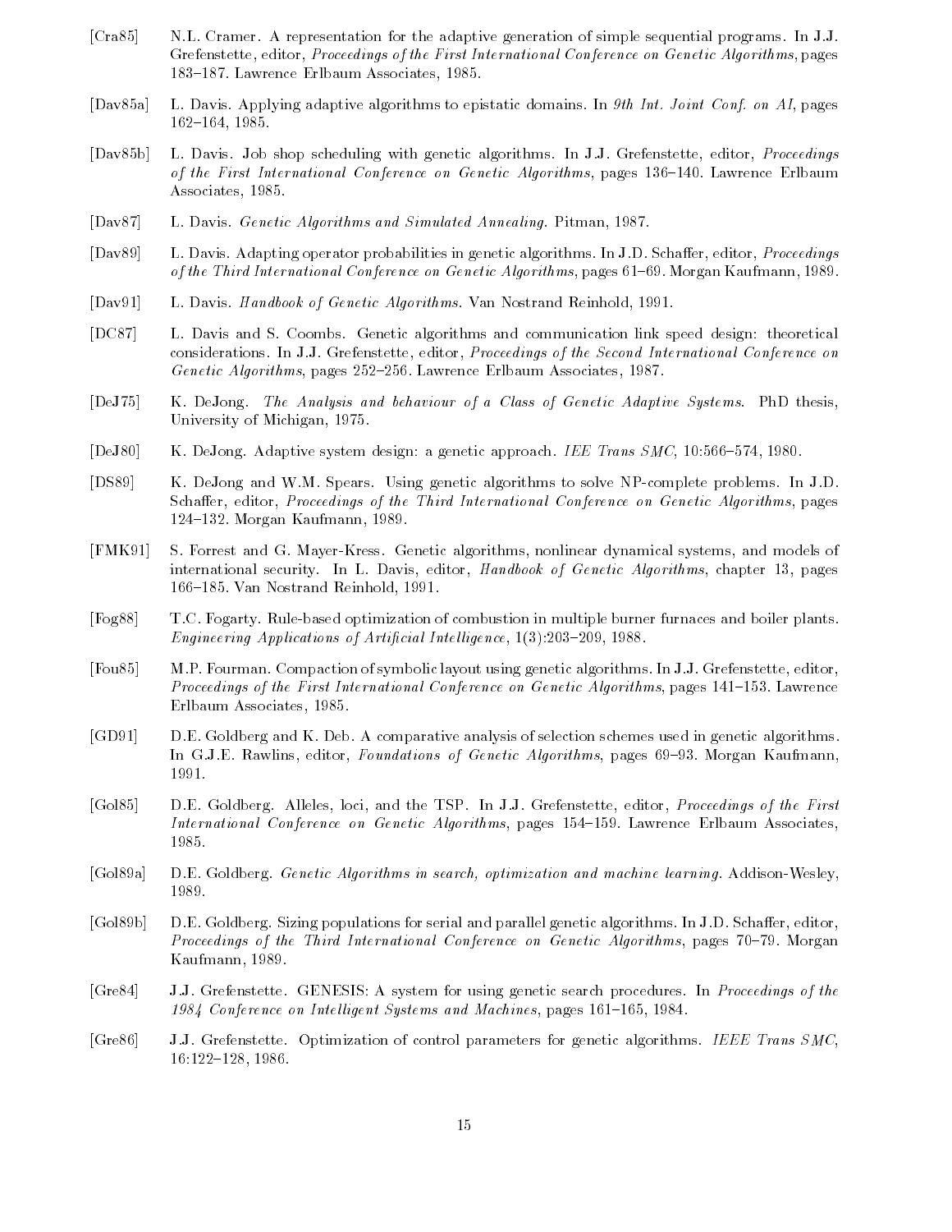[Cra85] N.L. Cramer. A representation for the adaptive generation of simple sequential programs. In J.J. Grefenstette, editor, *Proceedings of the First International Conference on Genetic Algorithms*, pages 183–187. Lawrence Erlbaum Associates, 1985.

[Dav85a] L. Davis. Applying adaptive algorithms to epistatic domains. In *9th Int. Joint Conf. on AI*, pages 162–164, 1985.

[Dav85b] L. Davis. Job shop scheduling with genetic algorithms. In J.J. Grefenstette, editor, *Proceedings of the First International Conference on Genetic Algorithms*, pages 136–140. Lawrence Erlbaum Associates, 1985.

[Dav87] L. Davis. *Genetic Algorithms and Simulated Annealing*. Pitman, 1987.

[Dav89] L. Davis. Adapting operator probabilities in genetic algorithms. In J.D. Schaffer, editor, *Proceedings of the Third International Conference on Genetic Algorithms*, pages 61–69. Morgan Kaufmann, 1989.

[Dav91] L. Davis. *Handbook of Genetic Algorithms*. Van Nostrand Reinhold, 1991.

[DC87] L. Davis and S. Coombs. Genetic algorithms and communication link speed design: theoretical considerations. In J.J. Grefenstette, editor, *Proceedings of the Second International Conference on Genetic Algorithms*, pages 252–256. Lawrence Erlbaum Associates, 1987.

[DeJ75] K. DeJong. *The Analysis and behaviour of a Class of Genetic Adaptive Systems*. PhD thesis, University of Michigan, 1975.

[DeJ80] K. DeJong. Adaptive system design: a genetic approach. *IEE Trans SMC*, 10:566–574, 1980.

[DS89] K. DeJong and W.M. Spears. Using genetic algorithms to solve NP-complete problems. In J.D. Schaffer, editor, *Proceedings of the Third International Conference on Genetic Algorithms*, pages 124–132. Morgan Kaufmann, 1989.

[FMK91] S. Forrest and G. Mayer-Kress. Genetic algorithms, nonlinear dynamical systems, and models of international security. In L. Davis, editor, *Handbook of Genetic Algorithms*, chapter 13, pages 166–185. Van Nostrand Reinhold, 1991.

[Fog88] T.C. Fogarty. Rule-based optimization of combustion in multiple burner furnaces and boiler plants. *Engineering Applications of Artificial Intelligence*, 1(3):203–209, 1988.

[Fou85] M.P. Fourman. Compaction of symbolic layout using genetic algorithms. In J.J. Grefenstette, editor, *Proceedings of the First International Conference on Genetic Algorithms*, pages 141–153. Lawrence Erlbaum Associates, 1985.

[GD91] D.E. Goldberg and K. Deb. A comparative analysis of selection schemes used in genetic algorithms. In G.J.E. Rawlins, editor, *Foundations of Genetic Algorithms*, pages 69–93. Morgan Kaufmann, 1991.

[Gol85] D.E. Goldberg. Alleles, loci, and the TSP. In J.J. Grefenstette, editor, *Proceedings of the First International Conference on Genetic Algorithms*, pages 154–159. Lawrence Erlbaum Associates, 1985.

[Gol89a] D.E. Goldberg. *Genetic Algorithms in search, optimization and machine learning*. Addison-Wesley, 1989.

[Gol89b] D.E. Goldberg. Sizing populations for serial and parallel genetic algorithms. In J.D. Schaffer, editor, *Proceedings of the Third International Conference on Genetic Algorithms*, pages 70–79. Morgan Kaufmann, 1989.

[Gre84] J.J. Grefenstette. GENESIS: A system for using genetic search procedures. In *Proceedings of the 1984 Conference on Intelligent Systems and Machines*, pages 161–165, 1984.

[Gre86] J.J. Grefenstette. Optimization of control parameters for genetic algorithms. *IEEE Trans SMC*, 16:122–128, 1986.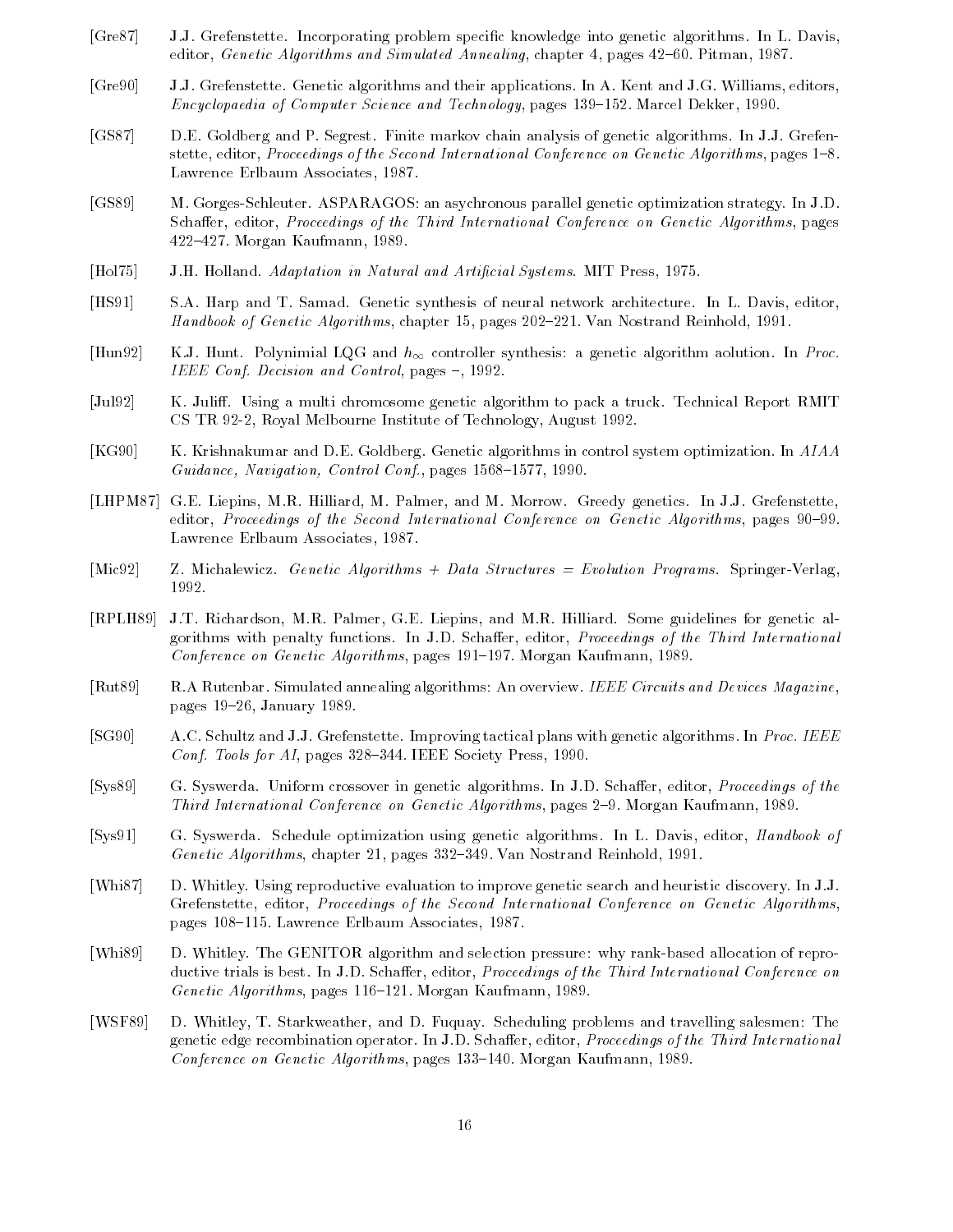[Gre87] J.J. Grefenstette. Incorporating problem specific knowledge into genetic algorithms. In L. Davis, editor, *Genetic Algorithms and Simulated Annealing*, chapter 4, pages 42–60. Pitman, 1987.

[Gre90] J.J. Grefenstette. Genetic algorithms and their applications. In A. Kent and J.G. Williams, editors, *Encyclopaedia of Computer Science and Technology*, pages 139–152. Marcel Dekker, 1990.

[GS87] D.E. Goldberg and P. Segrest. Finite markov chain analysis of genetic algorithms. In J.J. Grefenstette, editor, *Proceedings of the Second International Conference on Genetic Algorithms*, pages 1–8. Lawrence Erlbaum Associates, 1987.

[GS89] M. Gorges-Schleuter. ASPARAGOS: an asychronous parallel genetic optimization strategy. In J.D. Schaffer, editor, *Proceedings of the Third International Conference on Genetic Algorithms*, pages 422–427. Morgan Kaufmann, 1989.

[Hol75] J.H. Holland. *Adaptation in Natural and Artificial Systems*. MIT Press, 1975.

[HS91] S.A. Harp and T. Samad. Genetic synthesis of neural network architecture. In L. Davis, editor, *Handbook of Genetic Algorithms*, chapter 15, pages 202–221. Van Nostrand Reinhold, 1991.

[Hun92] K.J. Hunt. Polynimial LQG and $h_\infty$ controller synthesis: a genetic algorithm aolution. In *Proc. IEEE Conf. Decision and Control*, pages –, 1992.

[Jul92] K. Juliff. Using a multi chromosome genetic algorithm to pack a truck. Technical Report RMIT CS TR 92-2, Royal Melbourne Institute of Technology, August 1992.

[KG90] K. Krishnakumar and D.E. Goldberg. Genetic algorithms in control system optimization. In *AIAA Guidance, Navigation, Control Conf.*, pages 1568–1577, 1990.

[LHPM87] G.E. Liepins, M.R. Hilliard, M. Palmer, and M. Morrow. Greedy genetics. In J.J. Grefenstette, editor, *Proceedings of the Second International Conference on Genetic Algorithms*, pages 90–99. Lawrence Erlbaum Associates, 1987.

[Mic92] Z. Michalewicz. *Genetic Algorithms + Data Structures = Evolution Programs*. Springer-Verlag, 1992.

[RPLH89] J.T. Richardson, M.R. Palmer, G.E. Liepins, and M.R. Hilliard. Some guidelines for genetic algorithms with penalty functions. In J.D. Schaffer, editor, *Proceedings of the Third International Conference on Genetic Algorithms*, pages 191–197. Morgan Kaufmann, 1989.

[Rut89] R.A Rutenbar. Simulated annealing algorithms: An overview. *IEEE Circuits and Devices Magazine*, pages 19–26, January 1989.

[SG90] A.C. Schultz and J.J. Grefenstette. Improving tactical plans with genetic algorithms. In *Proc. IEEE Conf. Tools for AI*, pages 328–344. IEEE Society Press, 1990.

[Sys89] G. Syswerda. Uniform crossover in genetic algorithms. In J.D. Schaffer, editor, *Proceedings of the Third International Conference on Genetic Algorithms*, pages 2–9. Morgan Kaufmann, 1989.

[Sys91] G. Syswerda. Schedule optimization using genetic algorithms. In L. Davis, editor, *Handbook of Genetic Algorithms*, chapter 21, pages 332–349. Van Nostrand Reinhold, 1991.

[Whi87] D. Whitley. Using reproductive evaluation to improve genetic search and heuristic discovery. In J.J. Grefenstette, editor, *Proceedings of the Second International Conference on Genetic Algorithms*, pages 108–115. Lawrence Erlbaum Associates, 1987.

[Whi89] D. Whitley. The GENITOR algorithm and selection pressure: why rank-based allocation of reproductive trials is best. In J.D. Schaffer, editor, *Proceedings of the Third International Conference on Genetic Algorithms*, pages 116–121. Morgan Kaufmann, 1989.

[WSF89] D. Whitley, T. Starkweather, and D. Fuquay. Scheduling problems and travelling salesmen: The genetic edge recombination operator. In J.D. Schaffer, editor, *Proceedings of the Third International Conference on Genetic Algorithms*, pages 133–140. Morgan Kaufmann, 1989.